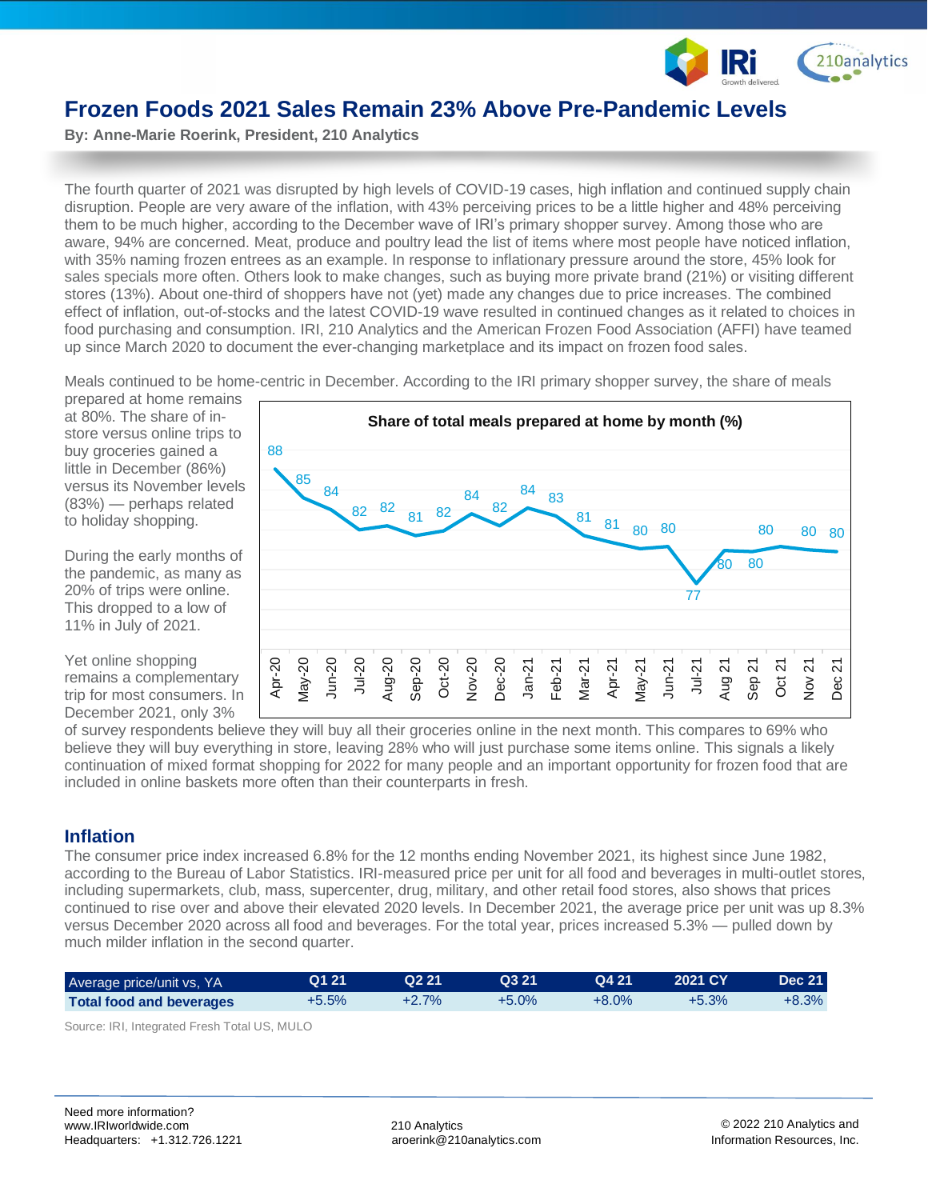# Frozen Foods 2021 Sales Remain 23% Above Pre-Pandemic Levels

**By: Anne-Marie Roerink, President, 210 Analytics**

The fourth quarter of 2021 was disrupted by high levels of COVID-19 cases, high inflation and continued supply chain disruption. People are very aware of the inflation, with 43% perceiving prices to be a little higher and 48% perceiving them to be much higher, according to the December wave of IRI's primary shopper survey. Among those who are aware, 94% are concerned. Meat, produce and poultry lead the list of items where most people have noticed inflation, with 35% naming frozen entrees as an example. In response to inflationary pressure around the store, 45% look for sales specials more often. Others look to make changes, such as buying more private brand (21%) or visiting different stores (13%). About one-third of shoppers have not (yet) made any changes due to price increases. The combined effect of inflation, out-of-stocks and the latest COVID-19 wave resulted in continued changes as it related to choices in food purchasing and consumption. IRI, 210 Analytics and the American Frozen Food Association (AFFI) have teamed up since March 2020 to document the ever-changing marketplace and its impact on frozen food sales.

Meals continued to be home-centric in December. According to the IRI primary shopper survey, the share of meals prepared at home remains at 80%. The share of in-store versus online trips to buy groceries gained a little in December (86%) versus its November levels (83%) — perhaps related to holiday shopping.

**Share of total meals prepared at home by month (%)**

| Apr-20 | May-20 | Jun-20 | Jul-20 | Aug-20 | Sep-20 | Oct-20 | Nov-20 | Dec-20 | Jan-21 | Feb-21 | Mar-21 | Apr-21 | May-21 | Jun-21 | Jul-21 | Aug 21 | Sep 21 | Oct 21 | Nov 21 | Dec 21 |
|---|---|---|---|---|---|---|---|---|---|---|---|---|---|---|---|---|---|---|---|---|
| 88 | 85 | 84 | 82 | 82 | 81 | 82 | 84 | 82 | 84 | 83 | 81 | 81 | 80 | 80 | 77 | 80 | 80 | 80 | 80 | 80 |

During the early months of the pandemic, as many as 20% of trips were online. This dropped to a low of 11% in July of 2021.

Yet online shopping remains a complementary trip for most consumers. In December 2021, only 3% of survey respondents believe they will buy all their groceries online in the next month. This compares to 69% who believe they will buy everything in store, leaving 28% who will just purchase some items online. This signals a likely continuation of mixed format shopping for 2022 for many people and an important opportunity for frozen food that are included in online baskets more often than their counterparts in fresh.

## Inflation

The consumer price index increased 6.8% for the 12 months ending November 2021, its highest since June 1982, according to the Bureau of Labor Statistics. IRI-measured price per unit for all food and beverages in multi-outlet stores, including supermarkets, club, mass, supercenter, drug, military, and other retail food stores, also shows that prices continued to rise over and above their elevated 2020 levels. In December 2021, the average price per unit was up 8.3% versus December 2020 across all food and beverages. For the total year, prices increased 5.3% — pulled down by much milder inflation in the second quarter.

| Average price/unit vs, YA | Q1 21 | Q2 21 | Q3 21 | Q4 21 | 2021 CY | Dec 21 |
|---|---|---|---|---|---|---|
| **Total food and beverages** | +5.5% | +2.7% | +5.0% | +8.0% | +5.3% | +8.3% |

Source: IRI, Integrated Fresh Total US, MULO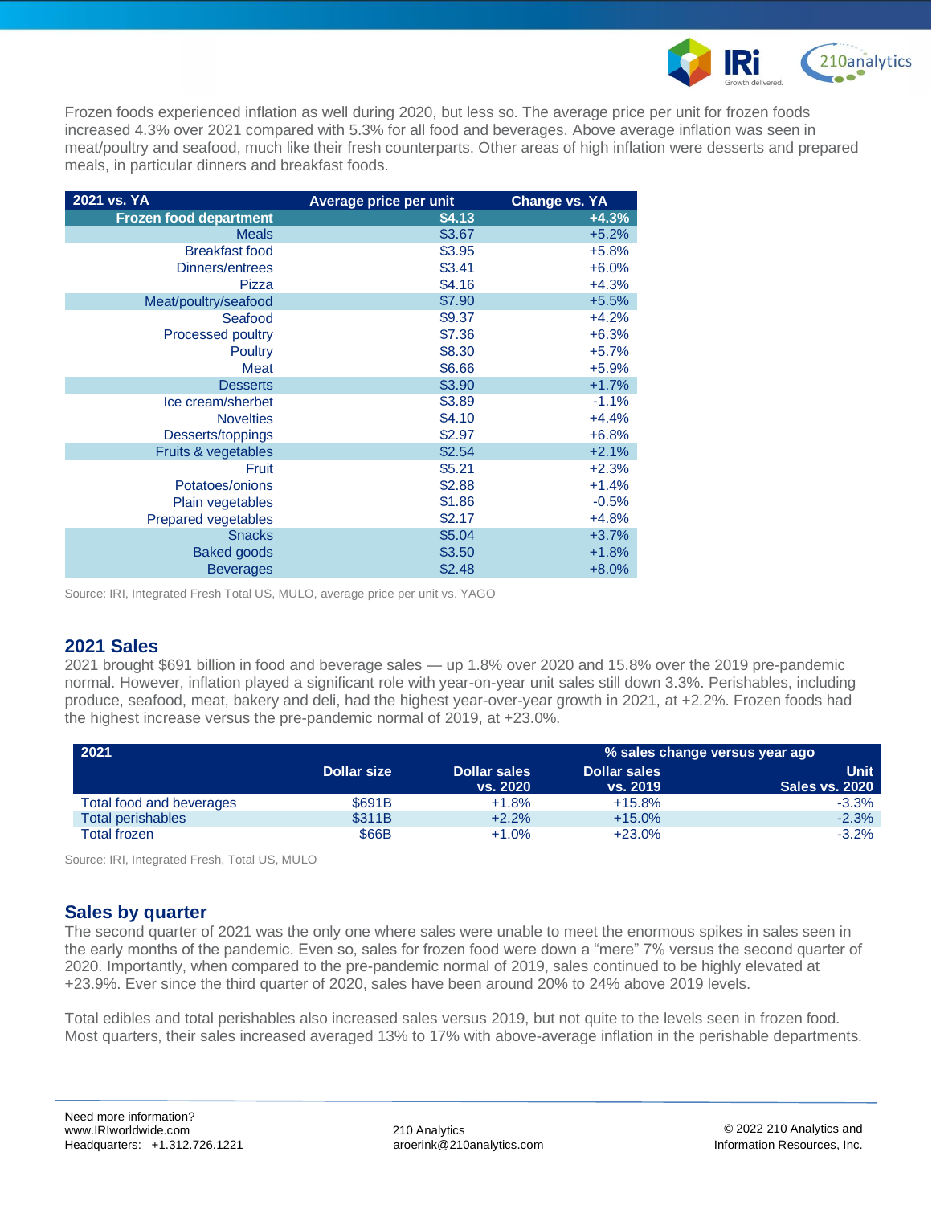Frozen foods experienced inflation as well during 2020, but less so. The average price per unit for frozen foods increased 4.3% over 2021 compared with 5.3% for all food and beverages. Above average inflation was seen in meat/poultry and seafood, much like their fresh counterparts. Other areas of high inflation were desserts and prepared meals, in particular dinners and breakfast foods.

| 2021 vs. YA | Average price per unit | Change vs. YA |
|---|---|---|
| **Frozen food department** | **$4.13** | **+4.3%** |
| Meals | $3.67 | +5.2% |
| Breakfast food | $3.95 | +5.8% |
| Dinners/entrees | $3.41 | +6.0% |
| Pizza | $4.16 | +4.3% |
| Meat/poultry/seafood | $7.90 | +5.5% |
| Seafood | $9.37 | +4.2% |
| Processed poultry | $7.36 | +6.3% |
| Poultry | $8.30 | +5.7% |
| Meat | $6.66 | +5.9% |
| Desserts | $3.90 | +1.7% |
| Ice cream/sherbet | $3.89 | -1.1% |
| Novelties | $4.10 | +4.4% |
| Desserts/toppings | $2.97 | +6.8% |
| Fruits & vegetables | $2.54 | +2.1% |
| Fruit | $5.21 | +2.3% |
| Potatoes/onions | $2.88 | +1.4% |
| Plain vegetables | $1.86 | -0.5% |
| Prepared vegetables | $2.17 | +4.8% |
| Snacks | $5.04 | +3.7% |
| Baked goods | $3.50 | +1.8% |
| Beverages | $2.48 | +8.0% |

Source: IRI, Integrated Fresh Total US, MULO, average price per unit vs. YAGO

## 2021 Sales

2021 brought $691 billion in food and beverage sales — up 1.8% over 2020 and 15.8% over the 2019 pre-pandemic normal. However, inflation played a significant role with year-on-year unit sales still down 3.3%. Perishables, including produce, seafood, meat, bakery and deli, had the highest year-over-year growth in 2021, at +2.2%. Frozen foods had the highest increase versus the pre-pandemic normal of 2019, at +23.0%.

| 2021 | | % sales change versus year ago | | |
|---|---|---|---|---|
| | Dollar size | Dollar sales vs. 2020 | Dollar sales vs. 2019 | Unit Sales vs. 2020 |
| Total food and beverages | $691B | +1.8% | +15.8% | -3.3% |
| Total perishables | $311B | +2.2% | +15.0% | -2.3% |
| Total frozen | $66B | +1.0% | +23.0% | -3.2% |

Source: IRI, Integrated Fresh, Total US, MULO

## Sales by quarter

The second quarter of 2021 was the only one where sales were unable to meet the enormous spikes in sales seen in the early months of the pandemic. Even so, sales for frozen food were down a "mere" 7% versus the second quarter of 2020. Importantly, when compared to the pre-pandemic normal of 2019, sales continued to be highly elevated at +23.9%. Ever since the third quarter of 2020, sales have been around 20% to 24% above 2019 levels.

Total edibles and total perishables also increased sales versus 2019, but not quite to the levels seen in frozen food. Most quarters, their sales increased averaged 13% to 17% with above-average inflation in the perishable departments.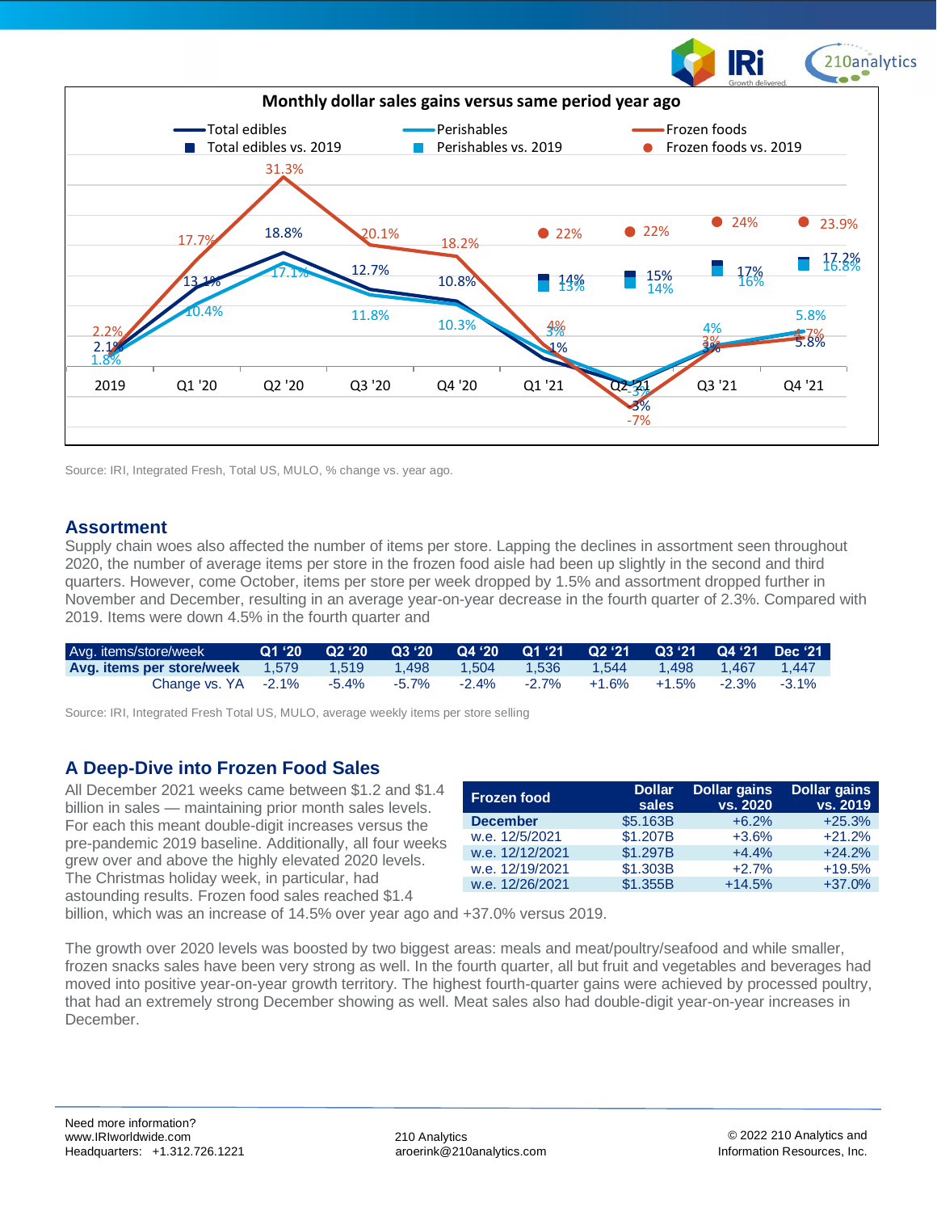**Monthly dollar sales gains versus same period year ago**

Total edibles | Perishables | Frozen foods
Total edibles vs. 2019 | Perishables vs. 2019 | Frozen foods vs. 2019

| Period | Total edibles | Perishables | Frozen foods | Total edibles vs. 2019 | Perishables vs. 2019 | Frozen foods vs. 2019 |
|---|---|---|---|---|---|---|
| 2019 | 2.1% | 1.8% | 2.2% | | | |
| Q1 '20 | 13.1% | 10.4% | 17.7% | | | |
| Q2 '20 | 18.8% | 17.1% | 31.3% | | | |
| Q3 '20 | 12.7% | 11.8% | 20.1% | | | |
| Q4 '20 | 10.8% | 10.3% | 18.2% | | | |
| Q1 '21 | 1% | 3% | 4% | 14% | 13% | 22% |
| Q2 '21 | -3% | -3% | -7% | 15% | 14% | 22% |
| Q3 '21 | 3% | 4% | 3% | 17% | 16% | 24% |
| Q4 '21 | 5.8% | 5.8% | 4.7% | 17.2% | 16.8% | 23.9% |

Source: IRI, Integrated Fresh, Total US, MULO, % change vs. year ago.

## Assortment

Supply chain woes also affected the number of items per store. Lapping the declines in assortment seen throughout 2020, the number of average items per store in the frozen food aisle had been up slightly in the second and third quarters. However, come October, items per store per week dropped by 1.5% and assortment dropped further in November and December, resulting in an average year-on-year decrease in the fourth quarter of 2.3%. Compared with 2019. Items were down 4.5% in the fourth quarter and

| Avg. items/store/week | Q1 '20 | Q2 '20 | Q3 '20 | Q4 '20 | Q1 '21 | Q2 '21 | Q3 '21 | Q4 '21 | Dec '21 |
|---|---|---|---|---|---|---|---|---|---|
| **Avg. items per store/week** | 1,579 | 1,519 | 1,498 | 1,504 | 1,536 | 1,544 | 1,498 | 1,467 | 1,447 |
| Change vs. YA | -2.1% | -5.4% | -5.7% | -2.4% | -2.7% | +1.6% | +1.5% | -2.3% | -3.1% |

Source: IRI, Integrated Fresh Total US, MULO, average weekly items per store selling

## A Deep-Dive into Frozen Food Sales

All December 2021 weeks came between $1.2 and $1.4 billion in sales — maintaining prior month sales levels. For each this meant double-digit increases versus the pre-pandemic 2019 baseline. Additionally, all four weeks grew over and above the highly elevated 2020 levels. The Christmas holiday week, in particular, had astounding results. Frozen food sales reached $1.4 billion, which was an increase of 14.5% over year ago and +37.0% versus 2019.

| Frozen food | Dollar sales | Dollar gains vs. 2020 | Dollar gains vs. 2019 |
|---|---|---|---|
| **December** | $5.163B | +6.2% | +25.3% |
| w.e. 12/5/2021 | $1.207B | +3.6% | +21.2% |
| w.e. 12/12/2021 | $1.297B | +4.4% | +24.2% |
| w.e. 12/19/2021 | $1.303B | +2.7% | +19.5% |
| w.e. 12/26/2021 | $1.355B | +14.5% | +37.0% |

The growth over 2020 levels was boosted by two biggest areas: meals and meat/poultry/seafood and while smaller, frozen snacks sales have been very strong as well. In the fourth quarter, all but fruit and vegetables and beverages had moved into positive year-on-year growth territory. The highest fourth-quarter gains were achieved by processed poultry, that had an extremely strong December showing as well. Meat sales also had double-digit year-on-year increases in December.

Need more information?
www.IRIworldwide.com
Headquarters: +1.312.726.1221

210 Analytics
aroerink@210analytics.com

© 2022 210 Analytics and Information Resources, Inc.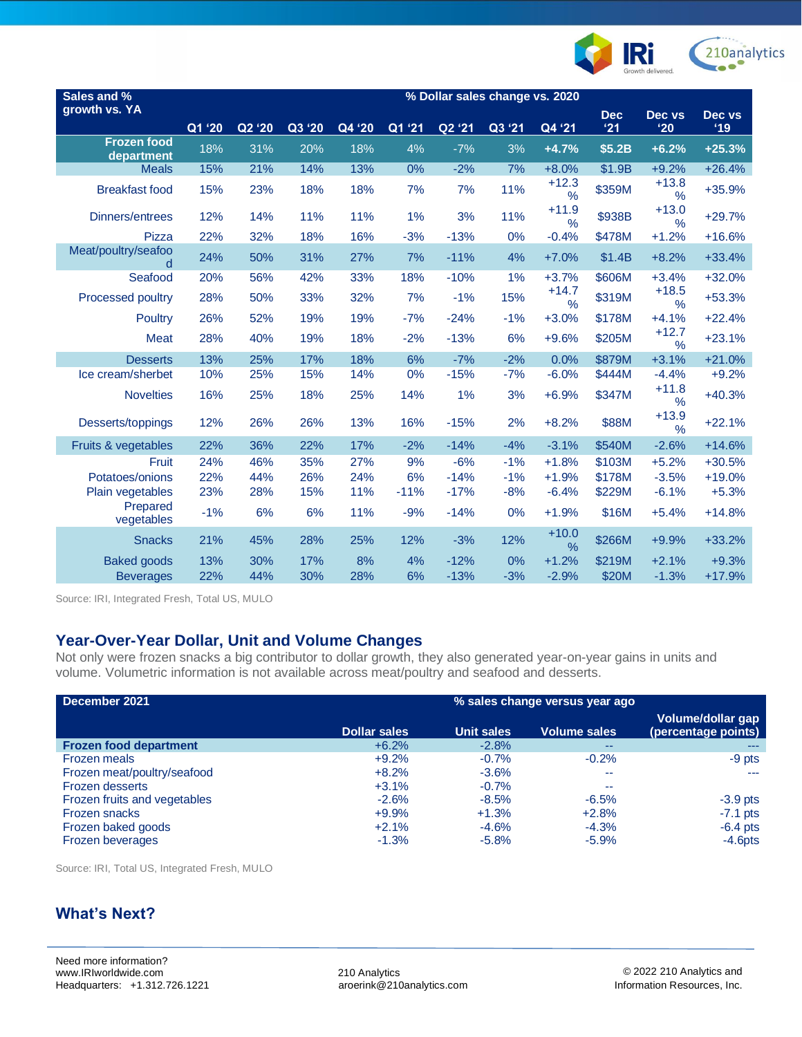| Sales and % growth vs. YA | % Dollar sales change vs. 2020 | | | | | | | | | | |
|---|---|---|---|---|---|---|---|---|---|---|---|
| | Q1 '20 | Q2 '20 | Q3 '20 | Q4 '20 | Q1 '21 | Q2 '21 | Q3 '21 | Q4 '21 | Dec '21 | Dec vs '20 | Dec vs '19 |
| **Frozen food department** | 18% | 31% | 20% | 18% | 4% | -7% | 3% | **+4.7%** | **$5.2B** | **+6.2%** | **+25.3%** |
| Meals | 15% | 21% | 14% | 13% | 0% | -2% | 7% | +8.0% | $1.9B | +9.2% | +26.4% |
| Breakfast food | 15% | 23% | 18% | 18% | 7% | 7% | 11% | +12.3% | $359M | +13.8% | +35.9% |
| Dinners/entrees | 12% | 14% | 11% | 11% | 1% | 3% | 11% | +11.9% | $938B | +13.0% | +29.7% |
| Pizza | 22% | 32% | 18% | 16% | -3% | -13% | 0% | -0.4% | $478M | +1.2% | +16.6% |
| Meat/poultry/seafood | 24% | 50% | 31% | 27% | 7% | -11% | 4% | +7.0% | $1.4B | +8.2% | +33.4% |
| Seafood | 20% | 56% | 42% | 33% | 18% | -10% | 1% | +3.7% | $606M | +3.4% | +32.0% |
| Processed poultry | 28% | 50% | 33% | 32% | 7% | -1% | 15% | +14.7% | $319M | +18.5% | +53.3% |
| Poultry | 26% | 52% | 19% | 19% | -7% | -24% | -1% | +3.0% | $178M | +4.1% | +22.4% |
| Meat | 28% | 40% | 19% | 18% | -2% | -13% | 6% | +9.6% | $205M | +12.7% | +23.1% |
| Desserts | 13% | 25% | 17% | 18% | 6% | -7% | -2% | 0.0% | $879M | +3.1% | +21.0% |
| Ice cream/sherbet | 10% | 25% | 15% | 14% | 0% | -15% | -7% | -6.0% | $444M | -4.4% | +9.2% |
| Novelties | 16% | 25% | 18% | 25% | 14% | 1% | 3% | +6.9% | $347M | +11.8% | +40.3% |
| Desserts/toppings | 12% | 26% | 26% | 13% | 16% | -15% | 2% | +8.2% | $88M | +13.9% | +22.1% |
| Fruits & vegetables | 22% | 36% | 22% | 17% | -2% | -14% | -4% | -3.1% | $540M | -2.6% | +14.6% |
| Fruit | 24% | 46% | 35% | 27% | 9% | -6% | -1% | +1.8% | $103M | +5.2% | +30.5% |
| Potatoes/onions | 22% | 44% | 26% | 24% | 6% | -14% | -1% | +1.9% | $178M | -3.5% | +19.0% |
| Plain vegetables | 23% | 28% | 15% | 11% | -11% | -17% | -8% | -6.4% | $229M | -6.1% | +5.3% |
| Prepared vegetables | -1% | 6% | 6% | 11% | -9% | -14% | 0% | +1.9% | $16M | +5.4% | +14.8% |
| Snacks | 21% | 45% | 28% | 25% | 12% | -3% | 12% | +10.0% | $266M | +9.9% | +33.2% |
| Baked goods | 13% | 30% | 17% | 8% | 4% | -12% | 0% | +1.2% | $219M | +2.1% | +9.3% |
| Beverages | 22% | 44% | 30% | 28% | 6% | -13% | -3% | -2.9% | $20M | -1.3% | +17.9% |

Source: IRI, Integrated Fresh, Total US, MULO

## Year-Over-Year Dollar, Unit and Volume Changes

Not only were frozen snacks a big contributor to dollar growth, they also generated year-on-year gains in units and volume. Volumetric information is not available across meat/poultry and seafood and desserts.

| December 2021 | % sales change versus year ago | | | |
|---|---|---|---|---|
| | Dollar sales | Unit sales | Volume sales | Volume/dollar gap (percentage points) |
| **Frozen food department** | +6.2% | -2.8% | -- | --- |
| Frozen meals | +9.2% | -0.7% | -0.2% | -9 pts |
| Frozen meat/poultry/seafood | +8.2% | -3.6% | -- | --- |
| Frozen desserts | +3.1% | -0.7% | -- | |
| Frozen fruits and vegetables | -2.6% | -8.5% | -6.5% | -3.9 pts |
| Frozen snacks | +9.9% | +1.3% | +2.8% | -7.1 pts |
| Frozen baked goods | +2.1% | -4.6% | -4.3% | -6.4 pts |
| Frozen beverages | -1.3% | -5.8% | -5.9% | -4.6pts |

Source: IRI, Total US, Integrated Fresh, MULO

## What's Next?

Need more information?
www.IRIworldwide.com
Headquarters: +1.312.726.1221

210 Analytics
aroerink@210analytics.com

© 2022 210 Analytics and Information Resources, Inc.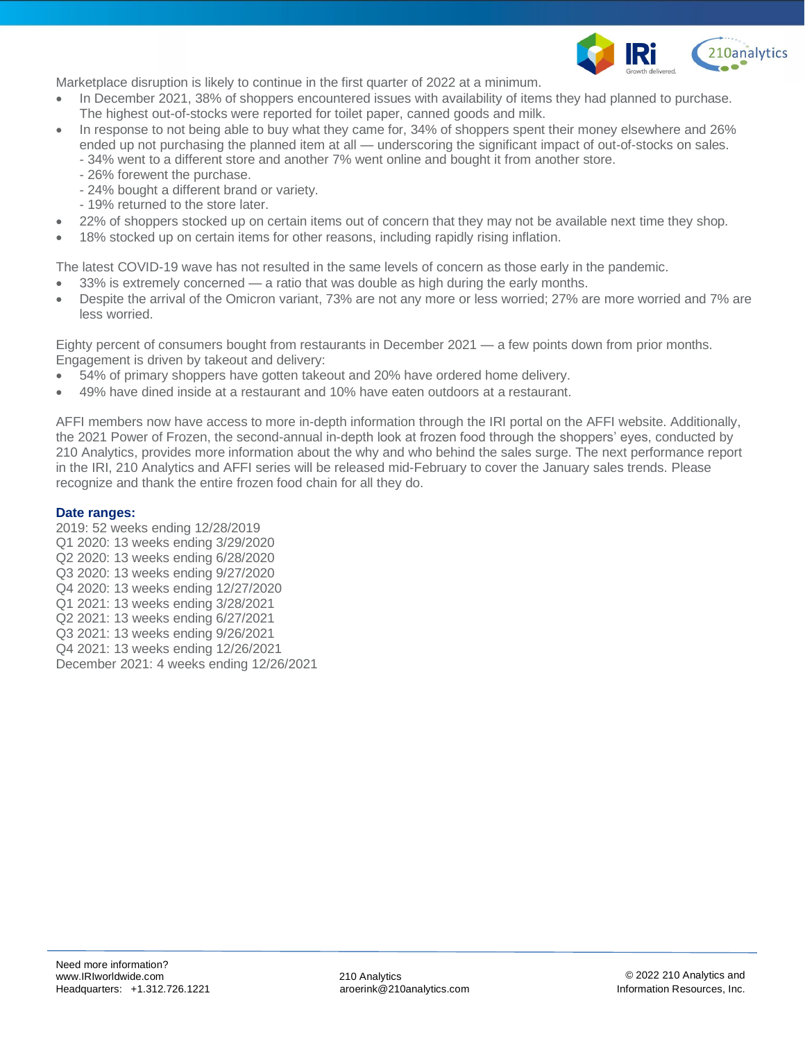Marketplace disruption is likely to continue in the first quarter of 2022 at a minimum.

- In December 2021, 38% of shoppers encountered issues with availability of items they had planned to purchase. The highest out-of-stocks were reported for toilet paper, canned goods and milk.
- In response to not being able to buy what they came for, 34% of shoppers spent their money elsewhere and 26% ended up not purchasing the planned item at all — underscoring the significant impact of out-of-stocks on sales.
  - 34% went to a different store and another 7% went online and bought it from another store.
  - 26% forewent the purchase.
  - 24% bought a different brand or variety.
  - 19% returned to the store later.
- 22% of shoppers stocked up on certain items out of concern that they may not be available next time they shop.
- 18% stocked up on certain items for other reasons, including rapidly rising inflation.

The latest COVID-19 wave has not resulted in the same levels of concern as those early in the pandemic.

- 33% is extremely concerned — a ratio that was double as high during the early months.
- Despite the arrival of the Omicron variant, 73% are not any more or less worried; 27% are more worried and 7% are less worried.

Eighty percent of consumers bought from restaurants in December 2021 — a few points down from prior months. Engagement is driven by takeout and delivery:

- 54% of primary shoppers have gotten takeout and 20% have ordered home delivery.
- 49% have dined inside at a restaurant and 10% have eaten outdoors at a restaurant.

AFFI members now have access to more in-depth information through the IRI portal on the AFFI website. Additionally, the 2021 Power of Frozen, the second-annual in-depth look at frozen food through the shoppers' eyes, conducted by 210 Analytics, provides more information about the why and who behind the sales surge. The next performance report in the IRI, 210 Analytics and AFFI series will be released mid-February to cover the January sales trends. Please recognize and thank the entire frozen food chain for all they do.

**Date ranges:**

2019: 52 weeks ending 12/28/2019
Q1 2020: 13 weeks ending 3/29/2020
Q2 2020: 13 weeks ending 6/28/2020
Q3 2020: 13 weeks ending 9/27/2020
Q4 2020: 13 weeks ending 12/27/2020
Q1 2021: 13 weeks ending 3/28/2021
Q2 2021: 13 weeks ending 6/27/2021
Q3 2021: 13 weeks ending 9/26/2021
Q4 2021: 13 weeks ending 12/26/2021
December 2021: 4 weeks ending 12/26/2021